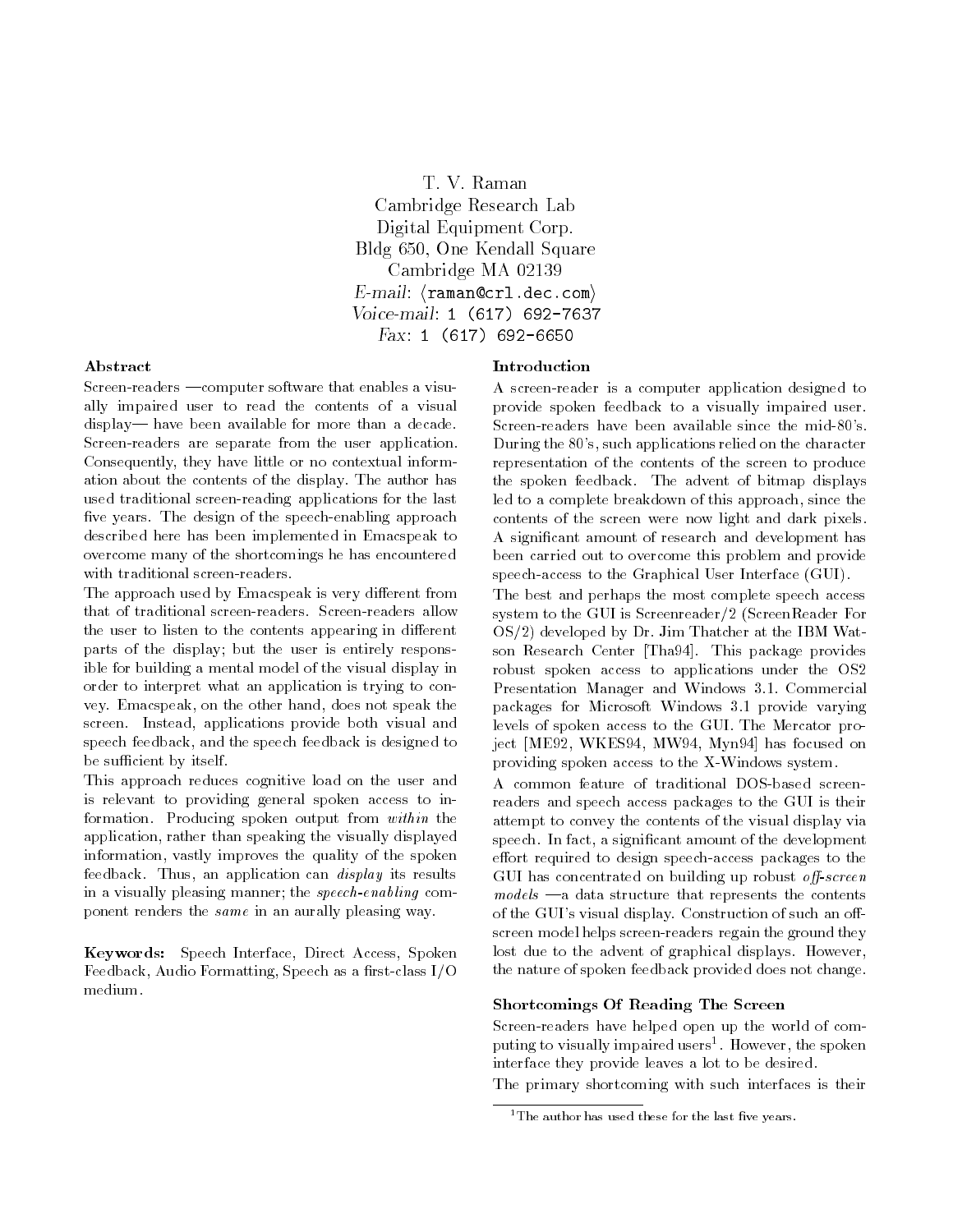T. V. Raman
Cambridge Research Lab
Digital Equipment Corp.
Bldg 650, One Kendall Square
Cambridge MA 02139
*E-mail*: ⟨raman@crl.dec.com⟩
*Voice-mail*: 1 (617) 692-7637
*Fax*: 1 (617) 692-6650

### Abstract

Screen-readers —computer software that enables a visually impaired user to read the contents of a visual display— have been available for more than a decade. Screen-readers are separate from the user application. Consequently, they have little or no contextual information about the contents of the display. The author has used traditional screen-reading applications for the last five years. The design of the speech-enabling approach described here has been implemented in Emacspeak to overcome many of the shortcomings he has encountered with traditional screen-readers.

The approach used by Emacspeak is very different from that of traditional screen-readers. Screen-readers allow the user to listen to the contents appearing in different parts of the display; but the user is entirely responsible for building a mental model of the visual display in order to interpret what an application is trying to convey. Emacspeak, on the other hand, does not speak the screen. Instead, applications provide both visual and speech feedback, and the speech feedback is designed to be sufficient by itself.

This approach reduces cognitive load on the user and is relevant to providing general spoken access to information. Producing spoken output from *within* the application, rather than speaking the visually displayed information, vastly improves the quality of the spoken feedback. Thus, an application can *display* its results in a visually pleasing manner; the *speech-enabling* component renders the *same* in an aurally pleasing way.

**Keywords:** Speech Interface, Direct Access, Spoken Feedback, Audio Formatting, Speech as a first-class I/O medium.

### Introduction

A screen-reader is a computer application designed to provide spoken feedback to a visually impaired user. Screen-readers have been available since the mid-80's. During the 80's, such applications relied on the character representation of the contents of the screen to produce the spoken feedback. The advent of bitmap displays led to a complete breakdown of this approach, since the contents of the screen were now light and dark pixels. A significant amount of research and development has been carried out to overcome this problem and provide speech-access to the Graphical User Interface (GUI).

The best and perhaps the most complete speech access system to the GUI is Screenreader/2 (ScreenReader For OS/2) developed by Dr. Jim Thatcher at the IBM Watson Research Center [Tha94]. This package provides robust spoken access to applications under the OS2 Presentation Manager and Windows 3.1. Commercial packages for Microsoft Windows 3.1 provide varying levels of spoken access to the GUI. The Mercator project [ME92, WKES94, MW94, Myn94] has focused on providing spoken access to the X-Windows system.

A common feature of traditional DOS-based screen-readers and speech access packages to the GUI is their attempt to convey the contents of the visual display via speech. In fact, a significant amount of the development effort required to design speech-access packages to the GUI has concentrated on building up robust *off-screen models* —a data structure that represents the contents of the GUI's visual display. Construction of such an off-screen model helps screen-readers regain the ground they lost due to the advent of graphical displays. However, the nature of spoken feedback provided does not change.

### Shortcomings Of Reading The Screen

Screen-readers have helped open up the world of computing to visually impaired users[1]. However, the spoken interface they provide leaves a lot to be desired.

The primary shortcoming with such interfaces is their

[1] The author has used these for the last five years.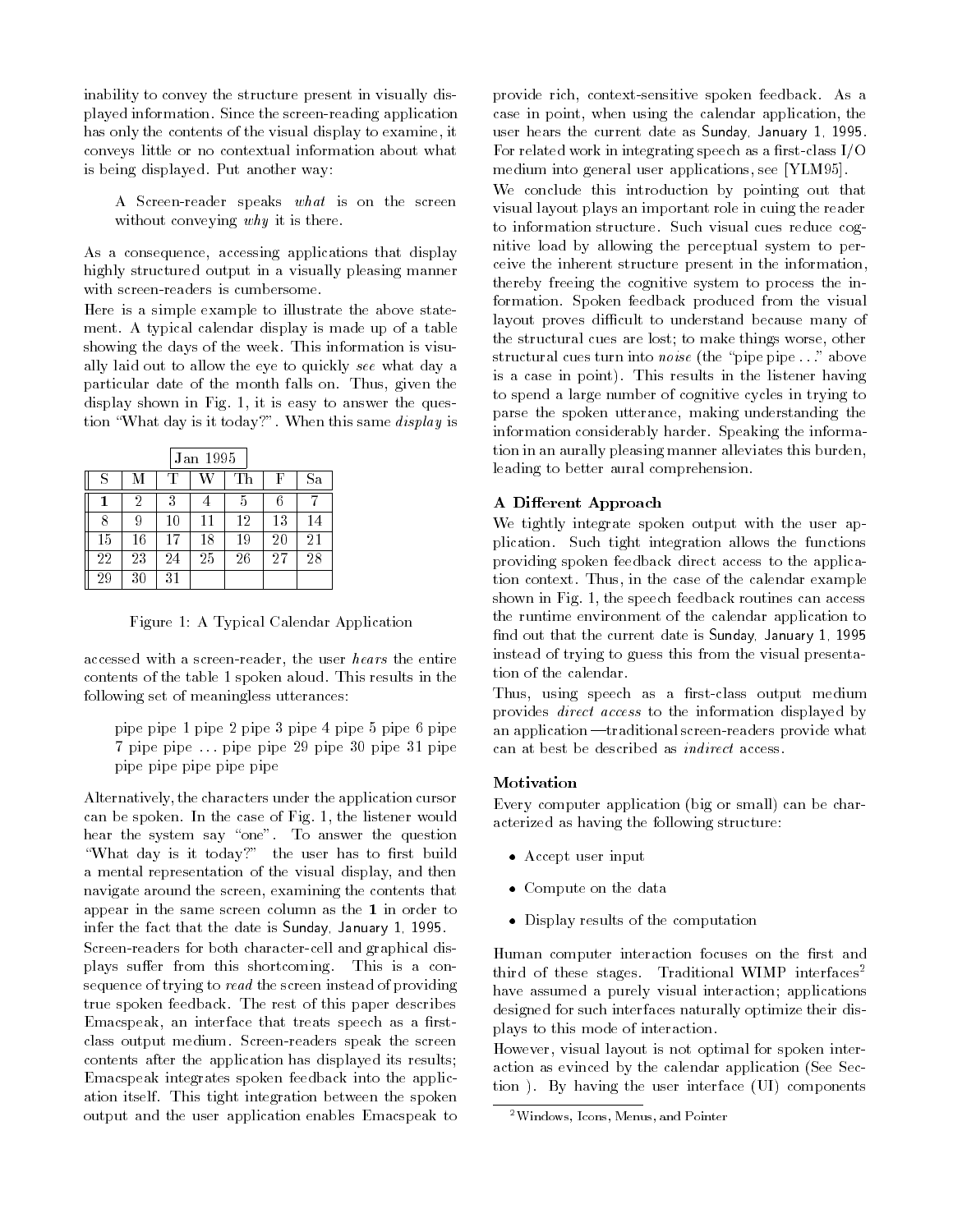inability to convey the structure present in visually displayed information. Since the screen-reading application has only the contents of the visual display to examine, it conveys little or no contextual information about what is being displayed. Put another way:

> A Screen-reader speaks *what* is on the screen without conveying *why* it is there.

As a consequence, accessing applications that display highly structured output in a visually pleasing manner with screen-readers is cumbersome.

Here is a simple example to illustrate the above statement. A typical calendar display is made up of a table showing the days of the week. This information is visually laid out to allow the eye to quickly *see* what day a particular date of the month falls on. Thus, given the display shown in Fig. 1, it is easy to answer the question "What day is it today?". When this same *display* is

| Jan 1995 | | | | | | |
|---|---|---|---|---|---|---|
| S | M | T | W | Th | F | Sa |
| **1** | 2 | 3 | 4 | 5 | 6 | 7 |
| 8 | 9 | 10 | 11 | 12 | 13 | 14 |
| 15 | 16 | 17 | 18 | 19 | 20 | 21 |
| 22 | 23 | 24 | 25 | 26 | 27 | 28 |
| 29 | 30 | 31 | | | | |

Figure 1: A Typical Calendar Application

accessed with a screen-reader, the user *hears* the entire contents of the table 1 spoken aloud. This results in the following set of meaningless utterances:

> pipe pipe 1 pipe 2 pipe 3 pipe 4 pipe 5 pipe 6 pipe 7 pipe pipe ... pipe pipe 29 pipe 30 pipe 31 pipe pipe pipe pipe pipe pipe

Alternatively, the characters under the application cursor can be spoken. In the case of Fig. 1, the listener would hear the system say "one". To answer the question "What day is it today?" the user has to first build a mental representation of the visual display, and then navigate around the screen, examining the contents that appear in the same screen column as the **1** in order to infer the fact that the date is Sunday, January 1, 1995.

Screen-readers for both character-cell and graphical displays suffer from this shortcoming. This is a consequence of trying to *read* the screen instead of providing true spoken feedback. The rest of this paper describes Emacspeak, an interface that treats speech as a first-class output medium. Screen-readers speak the screen contents after the application has displayed its results; Emacspeak integrates spoken feedback into the application itself. This tight integration between the spoken output and the user application enables Emacspeak to provide rich, context-sensitive spoken feedback. As a case in point, when using the calendar application, the user hears the current date as Sunday, January 1, 1995. For related work in integrating speech as a first-class I/O medium into general user applications, see [YLM95].

We conclude this introduction by pointing out that visual layout plays an important role in cuing the reader to information structure. Such visual cues reduce cognitive load by allowing the perceptual system to perceive the inherent structure present in the information, thereby freeing the cognitive system to process the information. Spoken feedback produced from the visual layout proves difficult to understand because many of the structural cues are lost; to make things worse, other structural cues turn into *noise* (the "pipe pipe ..." above is a case in point). This results in the listener having to spend a large number of cognitive cycles in trying to parse the spoken utterance, making understanding the information considerably harder. Speaking the information in an aurally pleasing manner alleviates this burden, leading to better aural comprehension.

### A Different Approach

We tightly integrate spoken output with the user application. Such tight integration allows the functions providing spoken feedback direct access to the application context. Thus, in the case of the calendar example shown in Fig. 1, the speech feedback routines can access the runtime environment of the calendar application to find out that the current date is Sunday, January 1, 1995 instead of trying to guess this from the visual presentation of the calendar.

Thus, using speech as a first-class output medium provides *direct access* to the information displayed by an application —traditional screen-readers provide what can at best be described as *indirect* access.

### Motivation

Every computer application (big or small) can be characterized as having the following structure:

- Accept user input
- Compute on the data
- Display results of the computation

Human computer interaction focuses on the first and third of these stages. Traditional WIMP interfaces[2] have assumed a purely visual interaction; applications designed for such interfaces naturally optimize their displays to this mode of interaction.

However, visual layout is not optimal for spoken interaction as evinced by the calendar application (See Section ). By having the user interface (UI) components

[2] Windows, Icons, Menus, and Pointer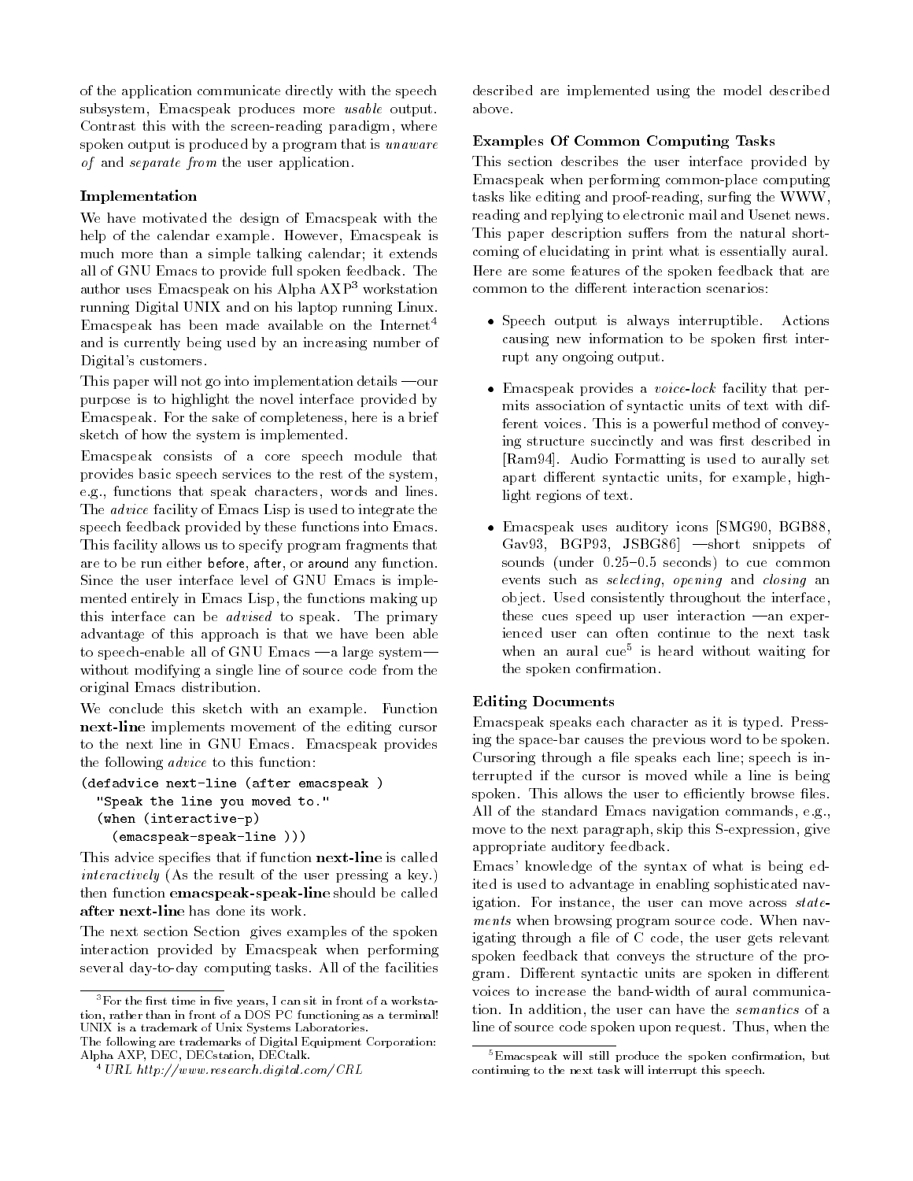of the application communicate directly with the speech subsystem, Emacspeak produces more *usable* output. Contrast this with the screen-reading paradigm, where spoken output is produced by a program that is *unaware of* and *separate from* the user application.

### Implementation

We have motivated the design of Emacspeak with the help of the calendar example. However, Emacspeak is much more than a simple talking calendar; it extends all of GNU Emacs to provide full spoken feedback. The author uses Emacspeak on his Alpha AXP[3] workstation running Digital UNIX and on his laptop running Linux. Emacspeak has been made available on the Internet[4] and is currently being used by an increasing number of Digital's customers.

This paper will not go into implementation details —our purpose is to highlight the novel interface provided by Emacspeak. For the sake of completeness, here is a brief sketch of how the system is implemented.

Emacspeak consists of a core speech module that provides basic speech services to the rest of the system, e.g., functions that speak characters, words and lines. The *advice* facility of Emacs Lisp is used to integrate the speech feedback provided by these functions into Emacs. This facility allows us to specify program fragments that are to be run either `before`, `after`, or `around` any function. Since the user interface level of GNU Emacs is implemented entirely in Emacs Lisp, the functions making up this interface can be *advised* to speak. The primary advantage of this approach is that we have been able to speech-enable all of GNU Emacs —a large system— without modifying a single line of source code from the original Emacs distribution.

We conclude this sketch with an example. Function **next-line** implements movement of the editing cursor to the next line in GNU Emacs. Emacspeak provides the following *advice* to this function:

```
(defadvice next-line (after emacspeak )
  "Speak the line you moved to."
  (when (interactive-p)
    (emacspeak-speak-line )))
```

This advice specifies that if function **next-line** is called *interactively* (As the result of the user pressing a key.) then function **emacspeak-speak-line** should be called **after next-line** has done its work.

The next section Section gives examples of the spoken interaction provided by Emacspeak when performing several day-to-day computing tasks. All of the facilities described are implemented using the model described above.

### Examples Of Common Computing Tasks

This section describes the user interface provided by Emacspeak when performing common-place computing tasks like editing and proof-reading, surfing the WWW, reading and replying to electronic mail and Usenet news. This paper description suffers from the natural shortcoming of elucidating in print what is essentially aural.

Here are some features of the spoken feedback that are common to the different interaction scenarios:

- Speech output is always interruptible. Actions causing new information to be spoken first interrupt any ongoing output.
- Emacspeak provides a *voice-lock* facility that permits association of syntactic units of text with different voices. This is a powerful method of conveying structure succinctly and was first described in [Ram94]. Audio Formatting is used to aurally set apart different syntactic units, for example, highlight regions of text.
- Emacspeak uses auditory icons [SMG90, BGB88, Gav93, BGP93, JSBG86] —short snippets of sounds (under 0.25–0.5 seconds) to cue common events such as *selecting*, *opening* and *closing* an object. Used consistently throughout the interface, these cues speed up user interaction —an experienced user can often continue to the next task when an aural cue[5] is heard without waiting for the spoken confirmation.

### Editing Documents

Emacspeak speaks each character as it is typed. Pressing the space-bar causes the previous word to be spoken. Cursoring through a file speaks each line; speech is interrupted if the cursor is moved while a line is being spoken. This allows the user to efficiently browse files. All of the standard Emacs navigation commands, e.g., move to the next paragraph, skip this S-expression, give appropriate auditory feedback.

Emacs' knowledge of the syntax of what is being edited is used to advantage in enabling sophisticated navigation. For instance, the user can move across *statements* when browsing program source code. When navigating through a file of C code, the user gets relevant spoken feedback that conveys the structure of the program. Different syntactic units are spoken in different voices to increase the band-width of aural communication. In addition, the user can have the *semantics* of a line of source code spoken upon request. Thus, when the

---

[3] For the first time in five years, I can sit in front of a workstation, rather than in front of a DOS PC functioning as a terminal! UNIX is a trademark of Unix Systems Laboratories.
The following are trademarks of Digital Equipment Corporation: Alpha AXP, DEC, DECstation, DECtalk.

[4] *URL http://www.research.digital.com/CRL*

[5] Emacspeak will still produce the spoken confirmation, but continuing to the next task will interrupt this speech.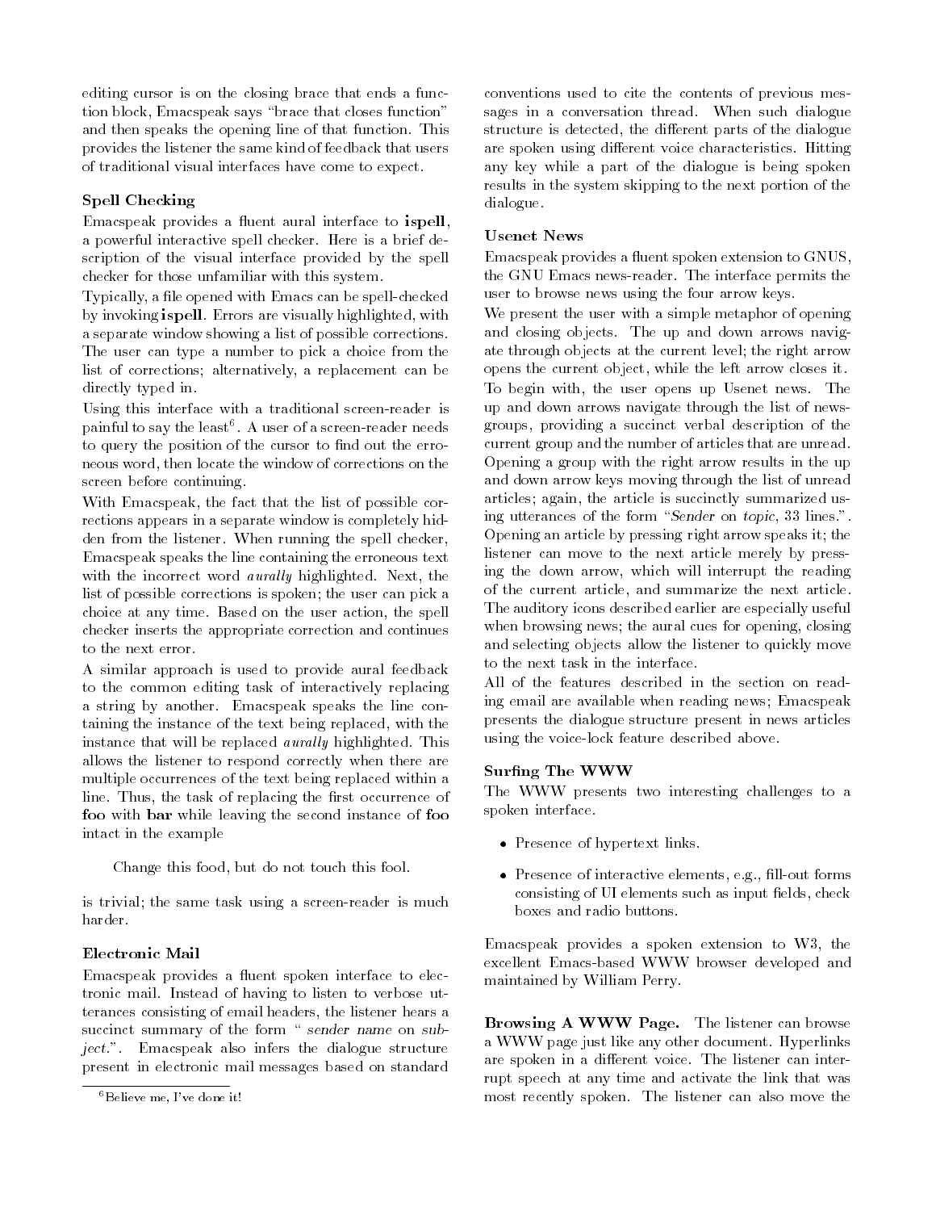editing cursor is on the closing brace that ends a function block, Emacspeak says "brace that closes function" and then speaks the opening line of that function. This provides the listener the same kind of feedback that users of traditional visual interfaces have come to expect.

### Spell Checking

Emacspeak provides a fluent aural interface to **ispell**, a powerful interactive spell checker. Here is a brief description of the visual interface provided by the spell checker for those unfamiliar with this system.

Typically, a file opened with Emacs can be spell-checked by invoking **ispell**. Errors are visually highlighted, with a separate window showing a list of possible corrections. The user can type a number to pick a choice from the list of corrections; alternatively, a replacement can be directly typed in.

Using this interface with a traditional screen-reader is painful to say the least[6]. A user of a screen-reader needs to query the position of the cursor to find out the erroneous word, then locate the window of corrections on the screen before continuing.

With Emacspeak, the fact that the list of possible corrections appears in a separate window is completely hidden from the listener. When running the spell checker, Emacspeak speaks the line containing the erroneous text with the incorrect word *aurally* highlighted. Next, the list of possible corrections is spoken; the user can pick a choice at any time. Based on the user action, the spell checker inserts the appropriate correction and continues to the next error.

A similar approach is used to provide aural feedback to the common editing task of interactively replacing a string by another. Emacspeak speaks the line containing the instance of the text being replaced, with the instance that will be replaced *aurally* highlighted. This allows the listener to respond correctly when there are multiple occurrences of the text being replaced within a line. Thus, the task of replacing the first occurrence of **foo** with **bar** while leaving the second instance of **foo** intact in the example

> Change this food, but do not touch this fool.

is trivial; the same task using a screen-reader is much harder.

### Electronic Mail

Emacspeak provides a fluent spoken interface to electronic mail. Instead of having to listen to verbose utterances consisting of email headers, the listener hears a succinct summary of the form " *sender name* on *subject*.". Emacspeak also infers the dialogue structure present in electronic mail messages based on standard conventions used to cite the contents of previous messages in a conversation thread. When such dialogue structure is detected, the different parts of the dialogue are spoken using different voice characteristics. Hitting any key while a part of the dialogue is being spoken results in the system skipping to the next portion of the dialogue.

### Usenet News

Emacspeak provides a fluent spoken extension to GNUS, the GNU Emacs news-reader. The interface permits the user to browse news using the four arrow keys.

We present the user with a simple metaphor of opening and closing objects. The up and down arrows navigate through objects at the current level; the right arrow opens the current object, while the left arrow closes it.

To begin with, the user opens up Usenet news. The up and down arrows navigate through the list of newsgroups, providing a succinct verbal description of the current group and the number of articles that are unread. Opening a group with the right arrow results in the up and down arrow keys moving through the list of unread articles; again, the article is succinctly summarized using utterances of the form "*Sender* on *topic*, 33 lines.". Opening an article by pressing right arrow speaks it; the listener can move to the next article merely by pressing the down arrow, which will interrupt the reading of the current article, and summarize the next article. The auditory icons described earlier are especially useful when browsing news; the aural cues for opening, closing and selecting objects allow the listener to quickly move to the next task in the interface.

All of the features described in the section on reading email are available when reading news; Emacspeak presents the dialogue structure present in news articles using the voice-lock feature described above.

### Surfing The WWW

The WWW presents two interesting challenges to a spoken interface.

- Presence of hypertext links.
- Presence of interactive elements, e.g., fill-out forms consisting of UI elements such as input fields, check boxes and radio buttons.

Emacspeak provides a spoken extension to W3, the excellent Emacs-based WWW browser developed and maintained by William Perry.

**Browsing A WWW Page.** The listener can browse a WWW page just like any other document. Hyperlinks are spoken in a different voice. The listener can interrupt speech at any time and activate the link that was most recently spoken. The listener can also move the

[6] Believe me, I've done it!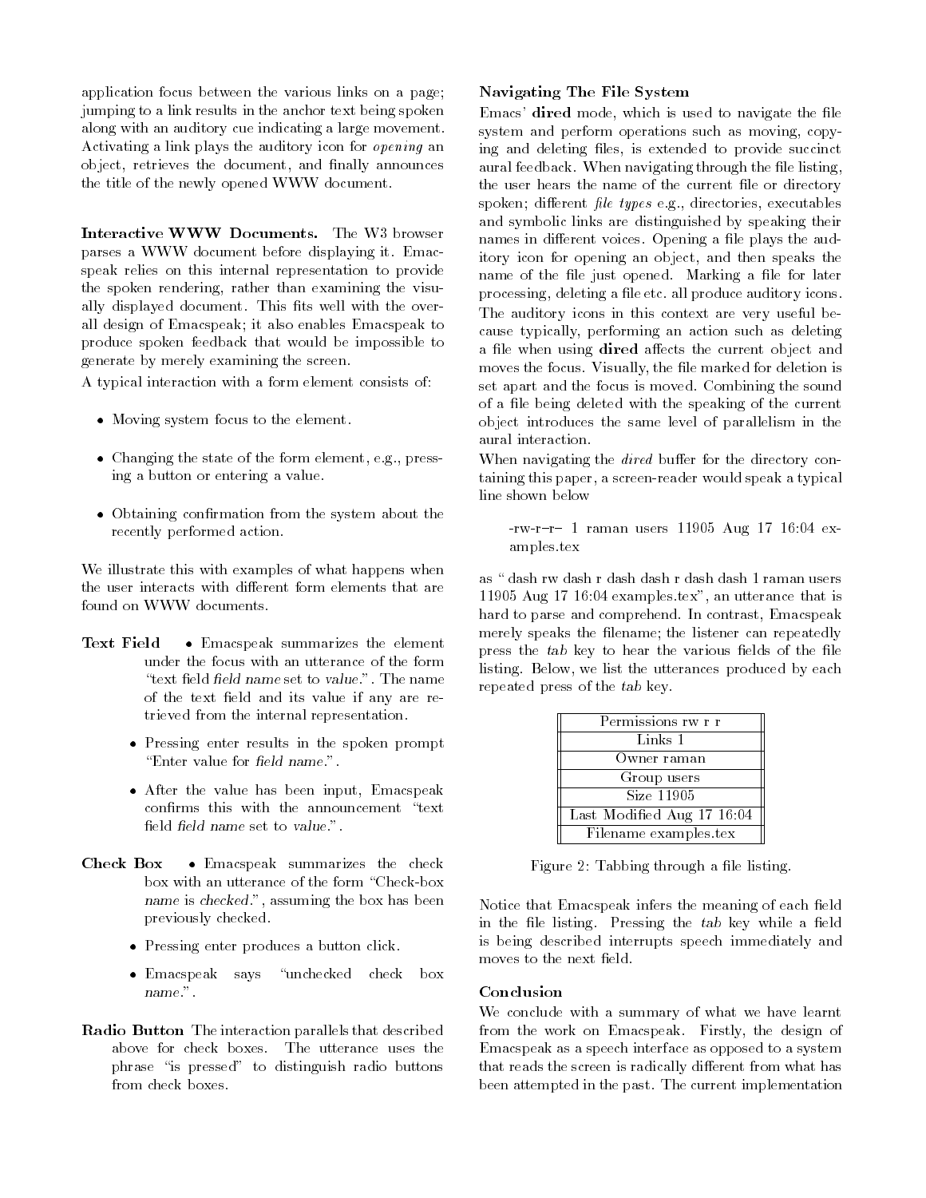application focus between the various links on a page; jumping to a link results in the anchor text being spoken along with an auditory cue indicating a large movement. Activating a link plays the auditory icon for *opening* an object, retrieves the document, and finally announces the title of the newly opened WWW document.

**Interactive WWW Documents.** The W3 browser parses a WWW document before displaying it. Emacspeak relies on this internal representation to provide the spoken rendering, rather than examining the visually displayed document. This fits well with the overall design of Emacspeak; it also enables Emacspeak to produce spoken feedback that would be impossible to generate by merely examining the screen.

A typical interaction with a form element consists of:

- Moving system focus to the element.
- Changing the state of the form element, e.g., pressing a button or entering a value.
- Obtaining confirmation from the system about the recently performed action.

We illustrate this with examples of what happens when the user interacts with different form elements that are found on WWW documents.

**Text Field**
- Emacspeak summarizes the element under the focus with an utterance of the form "text field *field name* set to *value*.". The name of the text field and its value if any are retrieved from the internal representation.
- Pressing enter results in the spoken prompt "Enter value for *field name*.".
- After the value has been input, Emacspeak confirms this with the announcement "text field *field name* set to *value*.".

**Check Box**
- Emacspeak summarizes the check box with an utterance of the form "Check-box *name* is *checked*.", assuming the box has been previously checked.
- Pressing enter produces a button click.
- Emacspeak says "unchecked check box *name*.".

**Radio Button** The interaction parallels that described above for check boxes. The utterance uses the phrase "is pressed" to distinguish radio buttons from check boxes.

### Navigating The File System

Emacs' **dired** mode, which is used to navigate the file system and perform operations such as moving, copying and deleting files, is extended to provide succinct aural feedback. When navigating through the file listing, the user hears the name of the current file or directory spoken; different *file types* e.g., directories, executables and symbolic links are distinguished by speaking their names in different voices. Opening a file plays the auditory icon for opening an object, and then speaks the name of the file just opened. Marking a file for later processing, deleting a file etc. all produce auditory icons. The auditory icons in this context are very useful because typically, performing an action such as deleting a file when using **dired** affects the current object and moves the focus. Visually, the file marked for deletion is set apart and the focus is moved. Combining the sound of a file being deleted with the speaking of the current object introduces the same level of parallelism in the aural interaction.

When navigating the *dired* buffer for the directory containing this paper, a screen-reader would speak a typical line shown below

> -rw-r–r– 1 raman users 11905 Aug 17 16:04 examples.tex

as " dash rw dash r dash dash r dash dash 1 raman users 11905 Aug 17 16:04 examples.tex", an utterance that is hard to parse and comprehend. In contrast, Emacspeak merely speaks the filename; the listener can repeatedly press the *tab* key to hear the various fields of the file listing. Below, we list the utterances produced by each repeated press of the *tab* key.

| |
|---|
| Permissions rw r r |
| Links 1 |
| Owner raman |
| Group users |
| Size 11905 |
| Last Modified Aug 17 16:04 |
| Filename examples.tex |

Figure 2: Tabbing through a file listing.

Notice that Emacspeak infers the meaning of each field in the file listing. Pressing the *tab* key while a field is being described interrupts speech immediately and moves to the next field.

### Conclusion

We conclude with a summary of what we have learnt from the work on Emacspeak. Firstly, the design of Emacspeak as a speech interface as opposed to a system that reads the screen is radically different from what has been attempted in the past. The current implementation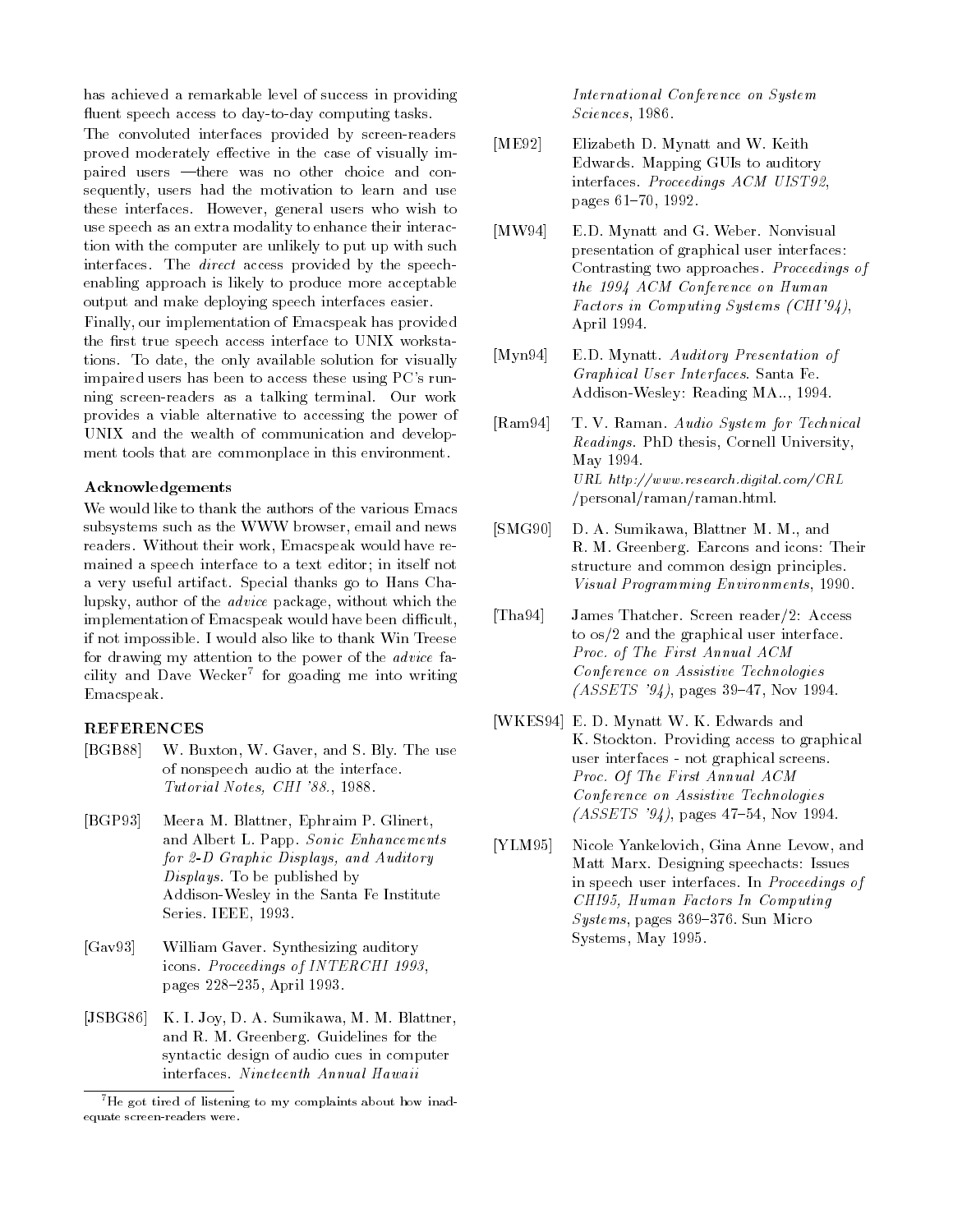has achieved a remarkable level of success in providing fluent speech access to day-to-day computing tasks.

The convoluted interfaces provided by screen-readers proved moderately effective in the case of visually impaired users —there was no other choice and consequently, users had the motivation to learn and use these interfaces. However, general users who wish to use speech as an extra modality to enhance their interaction with the computer are unlikely to put up with such interfaces. The *direct* access provided by the speech-enabling approach is likely to produce more acceptable output and make deploying speech interfaces easier.

Finally, our implementation of Emacspeak has provided the first true speech access interface to UNIX workstations. To date, the only available solution for visually impaired users has been to access these using PC's running screen-readers as a talking terminal. Our work provides a viable alternative to accessing the power of UNIX and the wealth of communication and development tools that are commonplace in this environment.

### Acknowledgements

We would like to thank the authors of the various Emacs subsystems such as the WWW browser, email and news readers. Without their work, Emacspeak would have remained a speech interface to a text editor; in itself not a very useful artifact. Special thanks go to Hans Chalupsky, author of the *advice* package, without which the implementation of Emacspeak would have been difficult, if not impossible. I would also like to thank Win Treese for drawing my attention to the power of the *advice* facility and Dave Wecker[7] for goading me into writing Emacspeak.

## REFERENCES

[BGB88] W. Buxton, W. Gaver, and S. Bly. The use of nonspeech audio at the interface. *Tutorial Notes, CHI '88.*, 1988.

[BGP93] Meera M. Blattner, Ephraim P. Glinert, and Albert L. Papp. *Sonic Enhancements for 2-D Graphic Displays, and Auditory Displays.* To be published by Addison-Wesley in the Santa Fe Institute Series. IEEE, 1993.

[Gav93] William Gaver. Synthesizing auditory icons. *Proceedings of INTERCHI 1993*, pages 228–235, April 1993.

[JSBG86] K. I. Joy, D. A. Sumikawa, M. M. Blattner, and R. M. Greenberg. Guidelines for the syntactic design of audio cues in computer interfaces. *Nineteenth Annual Hawaii International Conference on System Sciences*, 1986.

[ME92] Elizabeth D. Mynatt and W. Keith Edwards. Mapping GUIs to auditory interfaces. *Proceedings ACM UIST92*, pages 61–70, 1992.

[MW94] E.D. Mynatt and G. Weber. Nonvisual presentation of graphical user interfaces: Contrasting two approaches. *Proceedings of the 1994 ACM Conference on Human Factors in Computing Systems (CHI'94)*, April 1994.

[Myn94] E.D. Mynatt. *Auditory Presentation of Graphical User Interfaces*. Santa Fe. Addison-Wesley: Reading MA.., 1994.

[Ram94] T. V. Raman. *Audio System for Technical Readings*. PhD thesis, Cornell University, May 1994. *URL http://www.research.digital.com/CRL* /personal/raman/raman.html.

[SMG90] D. A. Sumikawa, Blattner M. M., and R. M. Greenberg. Earcons and icons: Their structure and common design principles. *Visual Programming Environments*, 1990.

[Tha94] James Thatcher. Screen reader/2: Access to os/2 and the graphical user interface. *Proc. of The First Annual ACM Conference on Assistive Technologies (ASSETS '94)*, pages 39–47, Nov 1994.

[WKES94] E. D. Mynatt W. K. Edwards and K. Stockton. Providing access to graphical user interfaces - not graphical screens. *Proc. Of The First Annual ACM Conference on Assistive Technologies (ASSETS '94)*, pages 47–54, Nov 1994.

[YLM95] Nicole Yankelovich, Gina Anne Levow, and Matt Marx. Designing speechacts: Issues in speech user interfaces. In *Proceedings of CHI95, Human Factors In Computing Systems*, pages 369–376. Sun Micro Systems, May 1995.

[7] He got tired of listening to my complaints about how inadequate screen-readers were.